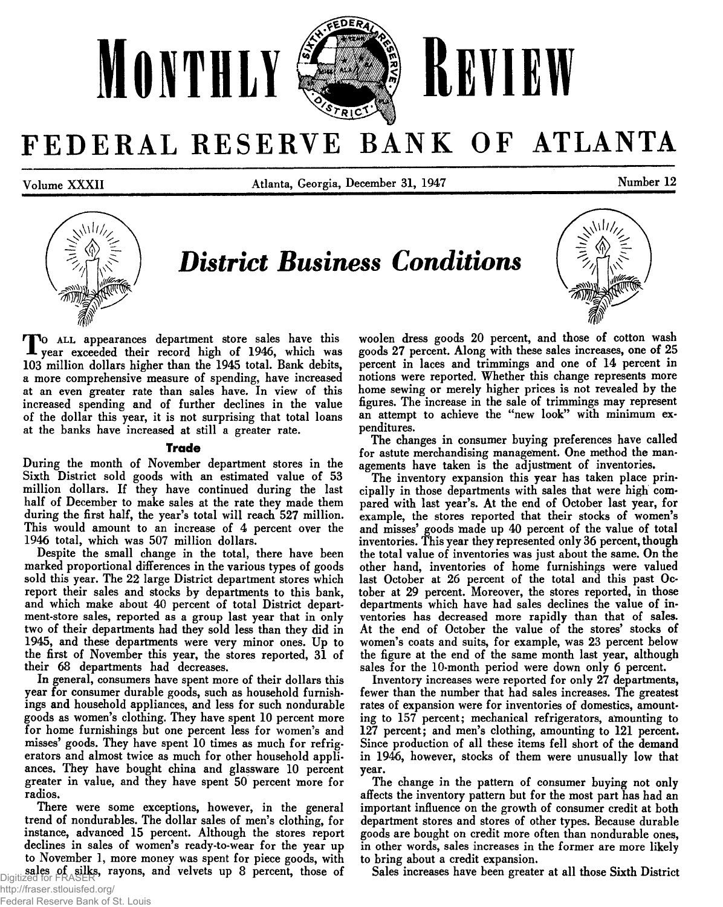# MONTHLY REVIEW

# FEDERAL RESERVE BANK OF ATLANTA

Volume XXXII — Atlanta, Georgia, December 31, 1947 — Number 12

## *District Business Conditions*

To all appearances department store sales have this year exceeded their record high of 1946, which was 103 million dollars higher than the 1945 total. Bank debits, a more comprehensive measure of spending, have increased at an even greater rate than sales have. In view of this increased spending and of further declines in the value of the dollar this year, it is not surprising that total loans at the banks have increased at still a greater rate.

### Trade

During the month of November department stores in the Sixth District sold goods with an estimated value of 53 million dollars. If they have continued during the last half of December to make sales at the rate they made them during the first half, the year's total will reach 527 million. This would amount to an increase of 4 percent over the 1946 total, which was 507 million dollars.

Despite the small change in the total, there have been marked proportional differences in the various types of goods sold this year. The 22 large District department stores which report their sales and stocks by departments to this bank, and which make about 40 percent of total District department-store sales, reported as a group last year that in only two of their departments had they sold less than they did in 1945, and these departments were very minor ones. Up to the first of November this year, the stores reported, 31 of their 68 departments had decreases.

In general, consumers have spent more of their dollars this year for consumer durable goods, such as household furnishings and household appliances, and less for such nondurable goods as women's clothing. They have spent 10 percent more for home furnishings but one percent less for women's and misses' goods. They have spent 10 times as much for refrigerators and almost twice as much for other household appliances. They have bought china and glassware 10 percent greater in value, and they have spent 50 percent more for radios.

There were some exceptions, however, in the general trend of nondurables. The dollar sales of men's clothing, for instance, advanced 15 percent. Although the stores report declines in sales of women's ready-to-wear for the year up to November 1, more money was spent for piece goods, with sales of silks, rayons, and velvets up 8 percent, those of woolen dress goods 20 percent, and those of cotton wash goods 27 percent. Along with these sales increases, one of 25 percent in laces and trimmings and one of 14 percent in notions were reported. Whether this change represents more home sewing or merely higher prices is not revealed by the figures. The increase in the sale of trimmings may represent an attempt to achieve the "new look" with minimum expenditures.

The changes in consumer buying preferences have called for astute merchandising management. One method the managements have taken is the adjustment of inventories.

The inventory expansion this year has taken place principally in those departments with sales that were high compared with last year's. At the end of October last year, for example, the stores reported that their stocks of women's and misses' goods made up 40 percent of the value of total inventories. This year they represented only 36 percent, though the total value of inventories was just about the same. On the other hand, inventories of home furnishings were valued last October at 26 percent of the total and this past October at 29 percent. Moreover, the stores reported, in those departments which have had sales declines the value of inventories has decreased more rapidly than that of sales. At the end of October the value of the stores' stocks of women's coats and suits, for example, was 23 percent below the figure at the end of the same month last year, although sales for the 10-month period were down only 6 percent.

Inventory increases were reported for only 27 departments, fewer than the number that had sales increases. The greatest rates of expansion were for inventories of domestics, amounting to 157 percent; mechanical refrigerators, amounting to 127 percent; and men's clothing, amounting to 121 percent. Since production of all these items fell short of the demand in 1946, however, stocks of them were unusually low that year.

The change in the pattern of consumer buying not only affects the inventory pattern but for the most part has had an important influence on the growth of consumer credit at both department stores and stores of other types. Because durable goods are bought on credit more often than nondurable ones, in other words, sales increases in the former are more likely to bring about a credit expansion.

Sales increases have been greater at all those Sixth District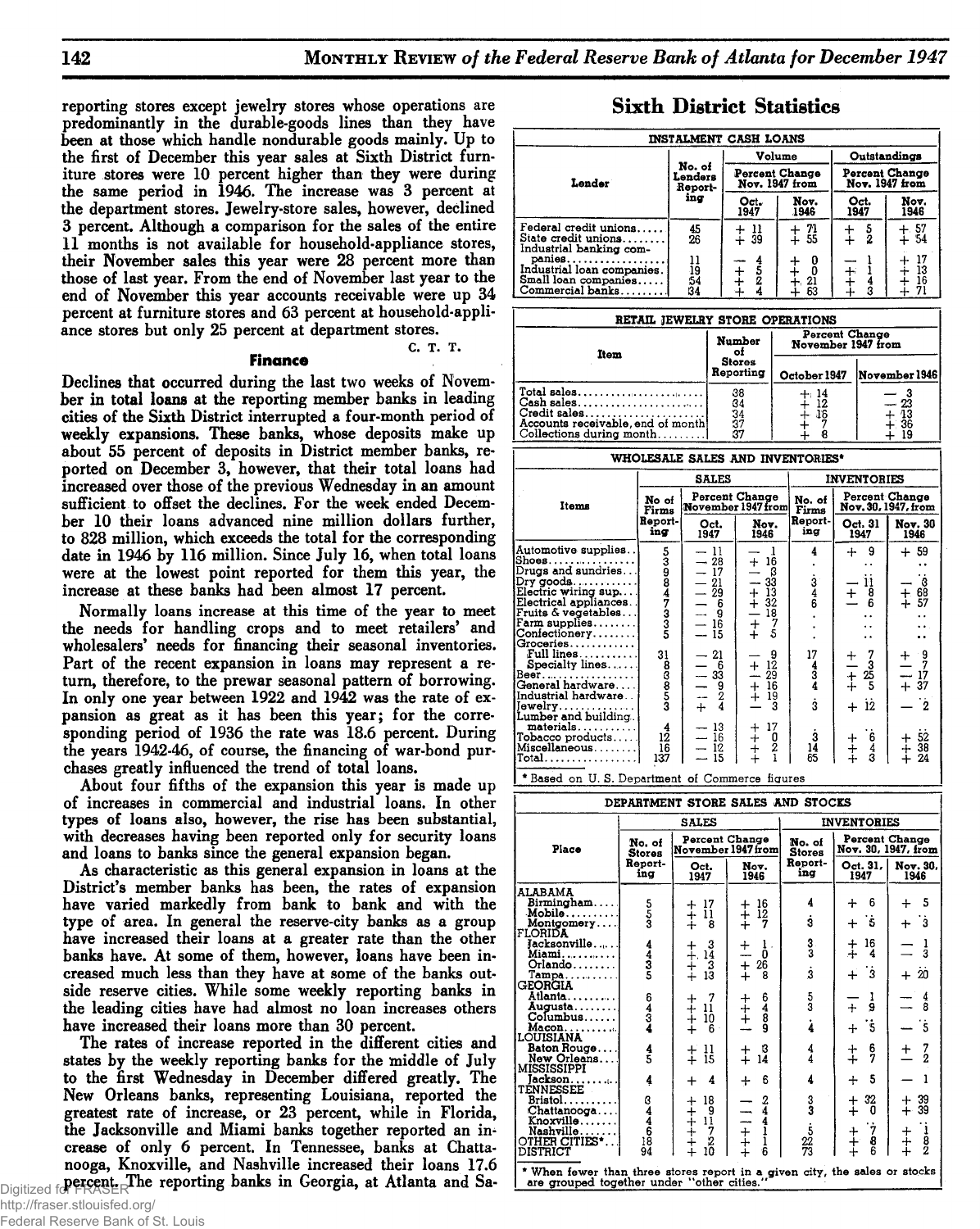reporting stores except jewelry stores whose operations are predominantly in the durable-goods lines than they have been at those which handle nondurable goods mainly. Up to the first of December this year sales at Sixth District furniture stores were 10 percent higher than they were during the same period in 1946. The increase was 3 percent at the department stores. Jewelry-store sales, however, declined 3 percent. Although a comparison for the sales of the entire 11 months is not available for household-appliance stores, their November sales this year were 28 percent more than those of last year. From the end of November last year to the end of November this year accounts receivable were up 34 percent at furniture stores and 63 percent at household-appliance stores but only 25 percent at department stores.

C. T. T.

### Finance

Declines that occurred during the last two weeks of November in total loans at the reporting member banks in leading cities of the Sixth District interrupted a four-month period of weekly expansions. These banks, whose deposits make up about 55 percent of deposits in District member banks, reported on December 3, however, that their total loans had increased over those of the previous Wednesday in an amount sufficient to offset the declines. For the week ended December 10 their loans advanced nine million dollars further, to 828 million, which exceeds the total for the corresponding date in 1946 by 116 million. Since July 16, when total loans were at the lowest point reported for them this year, the increase at these banks had been almost 17 percent.

Normally loans increase at this time of the year to meet the needs for handling crops and to meet retailers' and wholesalers' needs for financing their seasonal inventories. Part of the recent expansion in loans may represent a return, therefore, to the prewar seasonal pattern of borrowing. In only one year between 1922 and 1942 was the rate of expansion as great as it has been this year; for the corresponding period of 1936 the rate was 18.6 percent. During the years 1942-46, of course, the financing of war-bond purchases greatly influenced the trend of total loans.

About four fifths of the expansion this year is made up of increases in commercial and industrial loans. In other types of loans also, however, the rise has been substantial, with decreases having been reported only for security loans and loans to banks since the general expansion began.

As characteristic as this general expansion in loans at the District's member banks has been, the rates of expansion have varied markedly from bank to bank and with the type of area. In general the reserve-city banks as a group have increased their loans at a greater rate than the other banks have. At some of them, however, loans have been increased much less than they have at some of the banks outside reserve cities. While some weekly reporting banks in the leading cities have had almost no loan increases others have increased their loans more than 30 percent.

The rates of increase reported in the different cities and states by the weekly reporting banks for the middle of July to the first Wednesday in December differed greatly. The New Orleans banks, representing Louisiana, reported the greatest rate of increase, or 23 percent, while in Florida, the Jacksonville and Miami banks together reported an increase of only 6 percent. In Tennessee, banks at Chattanooga, Knoxville, and Nashville increased their loans 17.6 percent. The reporting banks in Georgia, at Atlanta and Sa-

## Sixth District Statistics

**INSTALMENT CASH LOANS**

| Lender | No. of Lenders Reporting | Volume: Percent Change Nov. 1947 from Oct. 1947 | Volume: Percent Change Nov. 1947 from Nov. 1946 | Outstandings: Percent Change Nov. 1947 from Oct. 1947 | Outstandings: Percent Change Nov. 1947 from Nov. 1946 |
|---|---|---|---|---|---|
| Federal credit unions | 45 | +11 | +71 | +5 | +57 |
| State credit unions | 26 | +39 | +55 | +2 | +54 |
| Industrial banking companies | 11 | −4 | +0 | −1 | +17 |
| Industrial loan companies | 19 | +5 | +0 | +1 | +13 |
| Small loan companies | 54 | +2 | +21 | +4 | +16 |
| Commercial banks | 34 | +4 | +63 | +3 | +71 |

**RETAIL JEWELRY STORE OPERATIONS**

| Item | Number of Stores Reporting | Percent Change November 1947 from October 1947 | Percent Change November 1947 from November 1946 |
|---|---|---|---|
| Total sales | 38 | +14 | −3 |
| Cash sales | 34 | +12 | −23 |
| Credit sales | 34 | +16 | +13 |
| Accounts receivable, end of month | 37 | +7 | +36 |
| Collections during month | 37 | +8 | +19 |

**WHOLESALE SALES AND INVENTORIES***

| Items | Sales: No. of Firms Reporting | Sales: Percent Change November 1947 from Oct. 1947 | Sales: Percent Change November 1947 from Nov. 1946 | Inventories: No. of Firms Reporting | Inventories: Percent Change Nov. 30, 1947, from Oct. 31 1947 | Inventories: Percent Change Nov. 30, 1947, from Nov. 30 1946 |
|---|---|---|---|---|---|---|
| Automotive supplies | 5 | −11 | −1 | 4 | +9 | +59 |
| Shoes | 3 | −28 | +16 | . | .. | .. |
| Drugs and sundries | 9 | −17 | −8 | . | .. | .. |
| Dry goods | 8 | −21 | −33 | 3 | −11 | −8 |
| Electric wiring sup. | 4 | −29 | +13 | 4 | +8 | +68 |
| Electrical appliances | 7 | −6 | +32 | 6 | −6 | +57 |
| Fruits & vegetables | 3 | −9 | −18 | . | .. | .. |
| Farm supplies | 3 | −16 | +7 | . | .. | .. |
| Confectionery | 5 | −15 | +5 | . | .. | .. |
| Groceries | | | | | | |
| Full lines | 31 | −21 | −9 | 17 | +7 | +9 |
| Specialty lines | 8 | −6 | +12 | 4 | −3 | −7 |
| Beer | 6 | −33 | −29 | 3 | +25 | −17 |
| General hardware | 8 | −9 | +16 | 4 | +5 | +37 |
| Industrial hardware | 5 | −2 | +19 | . | .. | .. |
| Jewelry | 3 | +4 | −3 | 3 | +12 | −2 |
| Lumber and building materials | 4 | −13 | +17 | . | .. | .. |
| Tobacco products | 12 | −16 | +0 | 3 | +6 | +52 |
| Miscellaneous | 16 | −12 | +2 | 14 | +4 | +38 |
| Total | 137 | −15 | +1 | 65 | +3 | +24 |

\* Based on U. S. Department of Commerce figures

**DEPARTMENT STORE SALES AND STOCKS**

| Place | Sales: No. of Stores Reporting | Sales: Percent Change November 1947 from Oct. 1947 | Sales: Percent Change November 1947 from Nov. 1946 | Inventories: No. of Stores Reporting | Inventories: Percent Change Nov. 30, 1947, from Oct. 31, 1947 | Inventories: Percent Change Nov. 30, 1947, from Nov. 30, 1946 |
|---|---|---|---|---|---|---|
| ALABAMA | | | | | | |
| Birmingham | 5 | +17 | +16 | 4 | +6 | +5 |
| Mobile | 5 | +11 | +12 | . | .. | .. |
| Montgomery | 3 | +8 | +7 | 3 | +5 | +3 |
| FLORIDA | | | | | | |
| Jacksonville | 4 | +3 | +1 | 3 | +16 | −1 |
| Miami | 4 | +14 | −0 | 3 | +4 | −3 |
| Orlando | 3 | +3 | +26 | . | .. | .. |
| Tampa | 5 | +13 | +8 | 3 | +3 | +20 |
| GEORGIA | | | | | | |
| Atlanta | 6 | +7 | +6 | 5 | −1 | −4 |
| Augusta | 4 | +11 | +4 | 3 | +9 | −8 |
| Columbus | 3 | +10 | +8 | . | .. | .. |
| Macon | 4 | +6 | −9 | 4 | +5 | −5 |
| LOUISIANA | | | | | | |
| Baton Rouge | 4 | +11 | +3 | 4 | +6 | +7 |
| New Orleans | 5 | +15 | +14 | 4 | +7 | −2 |
| MISSISSIPPI | | | | | | |
| Jackson | 4 | +4 | +6 | 4 | +5 | −1 |
| TENNESSEE | | | | | | |
| Bristol | 3 | +18 | −2 | 3 | +32 | +39 |
| Chattanooga | 4 | +9 | −4 | 3 | +0 | +39 |
| Knoxville | 4 | +11 | −4 | . | .. | .. |
| Nashville | 6 | +7 | +1 | 5 | +7 | +1 |
| OTHER CITIES* | 18 | +2 | +1 | 22 | +8 | +8 |
| DISTRICT | 94 | +10 | +6 | 73 | +6 | +2 |

\* When fewer than three stores report in a given city, the sales or stocks are grouped together under "other cities."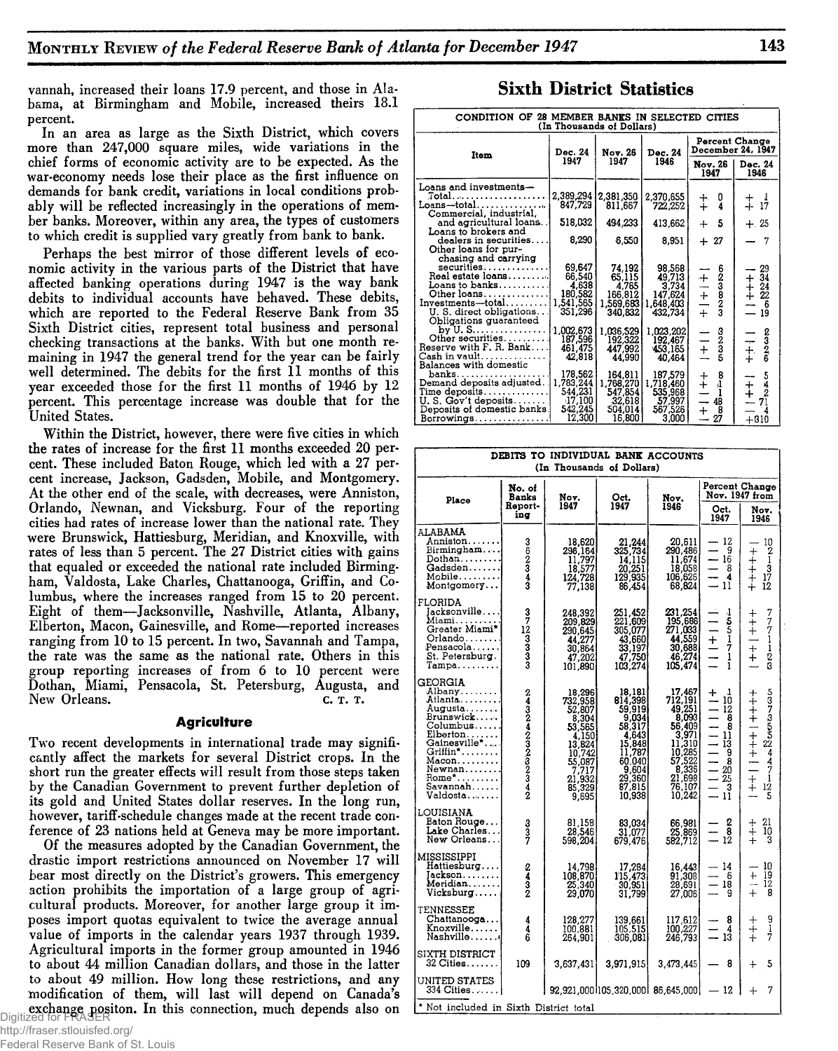vannah, increased their loans 17.9 percent, and those in Alabama, at Birmingham and Mobile, increased theirs 18.1 percent.

In an area as large as the Sixth District, which covers more than 247,000 square miles, wide variations in the chief forms of economic activity are to be expected. As the war-economy needs lose their place as the first influence on demands for bank credit, variations in local conditions probably will be reflected increasingly in the operations of member banks. Moreover, within any area, the types of customers to which credit is supplied vary greatly from bank to bank.

Perhaps the best mirror of those different levels of economic activity in the various parts of the District that have affected banking operations during 1947 is the way bank debits to individual accounts have behaved. These debits, which are reported to the Federal Reserve Bank from 35 Sixth District cities, represent total business and personal checking transactions at the banks. With but one month remaining in 1947 the general trend for the year can be fairly well determined. The debits for the first 11 months of this year exceeded those for the first 11 months of 1946 by 12 percent. This percentage increase was double that for the United States.

Within the District, however, there were five cities in which the rates of increase for the first 11 months exceeded 20 percent. These included Baton Rouge, which led with a 27 percent increase, Jackson, Gadsden, Mobile, and Montgomery. At the other end of the scale, with decreases, were Anniston, Orlando, Newnan, and Vicksburg. Four of the reporting cities had rates of increase lower than the national rate. They were Brunswick, Hattiesburg, Meridian, and Knoxville, with rates of less than 5 percent. The 27 District cities with gains that equaled or exceeded the national rate included Birmingham, Valdosta, Lake Charles, Chattanooga, Griffin, and Columbus, where the increases ranged from 15 to 20 percent. Eight of them—Jacksonville, Nashville, Atlanta, Albany, Elberton, Macon, Gainesville, and Rome—reported increases ranging from 10 to 15 percent. In two, Savannah and Tampa, the rate was the same as the national rate. Others in this group reporting increases of from 6 to 10 percent were Dothan, Miami, Pensacola, St. Petersburg, Augusta, and New Orleans.

C. T. T.

### Agriculture

Two recent developments in international trade may significantly affect the markets for several District crops. In the short run the greater effects will result from those steps taken by the Canadian Government to prevent further depletion of its gold and United States dollar reserves. In the long run, however, tariff-schedule changes made at the recent trade conference of 23 nations held at Geneva may be more important.

Of the measures adopted by the Canadian Government, the drastic import restrictions announced on November 17 will bear most directly on the District's growers. This emergency action prohibits the importation of a large group of agricultural products. Moreover, for another large group it imposes import quotas equivalent to twice the average annual value of imports in the calendar years 1937 through 1939. Agricultural imports in the former group amounted in 1946 to about 44 million Canadian dollars, and those in the latter to about 49 million. How long these restrictions, and any modification of them, will last will depend on Canada's exchange positon. In this connection, much depends also on

## Sixth District Statistics

**CONDITION OF 28 MEMBER BANKS IN SELECTED CITIES**
(In Thousands of Dollars)

| Item | Dec. 24 1947 | Nov. 26 1947 | Dec. 24 1946 | Percent Change December 24, 1947 from Nov. 26 1947 | Dec. 24 1946 |
|---|---|---|---|---|---|
| Loans and investments—Total | 2,389,294 | 2,381,350 | 2,370,655 | + 0 | + 1 |
| Loans—total | 847,729 | 811,667 | 722,252 | + 4 | + 17 |
| Commercial, industrial, and agricultural loans | 518,032 | 494,233 | 413,662 | + 5 | + 25 |
| Loans to brokers and dealers in securities | 8,290 | 6,550 | 8,951 | + 27 | — 7 |
| Other loans for purchasing and carrying securities | 69,647 | 74,192 | 98,568 | — 6 | — 29 |
| Real estate loans | 66,540 | 65,115 | 49,713 | + 2 | + 34 |
| Loans to banks | 4,638 | 4,765 | 3,734 | — 3 | + 24 |
| Other loans | 180,582 | 166,812 | 147,624 | + 8 | + 22 |
| Investments—total | 1,541,565 | 1,569,683 | 1,648,403 | — 2 | — 6 |
| U. S. direct obligations | 351,296 | 340,832 | 432,734 | + 3 | — 19 |
| Obligations guaranteed by U. S. | 1,002,673 | 1,036,529 | 1,023,202 | — 3 | — 2 |
| Other securities | 187,596 | 192,322 | 192,467 | — 2 | — 3 |
| Reserve with F. R. Bank | 461,475 | 447,992 | 453,165 | + 3 | + 2 |
| Cash in vault | 42,818 | 44,990 | 40,464 | — 5 | + 6 |
| Balances with domestic banks | 178,562 | 164,811 | 187,579 | + 8 | — 5 |
| Demand deposits adjusted | 1,783,244 | 1,768,270 | 1,718,460 | + 1 | + 4 |
| Time deposits | 544,231 | 547,854 | 535,968 | — 1 | + 2 |
| U. S. Gov't deposits | 17,100 | 32,618 | 57,997 | — 48 | — 71 |
| Deposits of domestic banks | 542,245 | 504,014 | 567,526 | + 8 | — 4 |
| Borrowings | 12,300 | 16,800 | 3,000 | — 27 | +310 |

**DEBITS TO INDIVIDUAL BANK ACCOUNTS**
(In Thousands of Dollars)

| Place | No. of Banks Reporting | Nov. 1947 | Oct. 1947 | Nov. 1946 | Percent Change Nov. 1947 from Oct. 1947 | Nov. 1946 |
|---|---|---|---|---|---|---|
| **ALABAMA** | | | | | | |
| Anniston | 3 | 18,620 | 21,244 | 20,611 | — 12 | — 10 |
| Birmingham | 6 | 296,164 | 325,734 | 290,486 | — 9 | + 2 |
| Dothan | 2 | 11,797 | 14,115 | 11,674 | — 16 | + 1 |
| Gadsden | 3 | 18,577 | 20,251 | 18,058 | — 8 | + 3 |
| Mobile | 4 | 124,728 | 129,935 | 106,626 | — 4 | + 17 |
| Montgomery | 3 | 77,138 | 86,454 | 68,824 | — 11 | + 12 |
| **FLORIDA** | | | | | | |
| Jacksonville | 3 | 248,392 | 251,452 | 231,254 | — 1 | + 7 |
| Miami | 7 | 209,829 | 221,609 | 195,686 | — 5 | + 7 |
| Greater Miami* | 12 | 290,645 | 305,077 | 271,033 | — 5 | + 7 |
| Orlando | 3 | 44,277 | 43,660 | 44,559 | + 1 | — 1 |
| Pensacola | 3 | 30,864 | 33,197 | 30,688 | — 7 | + 1 |
| St. Petersburg | 3 | 47,202 | 47,750 | 46,274 | — 1 | + 2 |
| Tampa | 3 | 101,890 | 103,274 | 105,474 | — 1 | — 3 |
| **GEORGIA** | | | | | | |
| Albany | 2 | 18,296 | 18,181 | 17,467 | + 1 | + 5 |
| Atlanta | 4 | 732,958 | 814,398 | 712,191 | — 10 | + 3 |
| Augusta | 3 | 52,807 | 59,919 | 49,251 | — 12 | + 7 |
| Brunswick | 2 | 8,304 | 9,034 | 8,093 | — 8 | + 3 |
| Columbus | 4 | 53,565 | 58,317 | 56,409 | — 8 | — 5 |
| Elberton | 2 | 4,150 | 4,643 | 3,971 | — 11 | + 5 |
| Gainesville* | 3 | 13,824 | 15,848 | 11,310 | — 13 | + 22 |
| Griffin* | 2 | 10,742 | 11,787 | 10,285 | — 9 | + 4 |
| Macon | 3 | 55,087 | 60,040 | 57,522 | — 8 | — 4 |
| Newnan | 2 | 7,717 | 9,604 | 8,336 | — 20 | — 7 |
| Rome* | 3 | 21,932 | 29,360 | 21,698 | — 25 | + 1 |
| Savannah | 4 | 85,329 | 87,815 | 76,107 | — 3 | + 12 |
| Valdosta | 2 | 9,695 | 10,938 | 10,242 | — 11 | — 5 |
| **LOUISIANA** | | | | | | |
| Baton Rouge | 3 | 81,158 | 83,034 | 66,981 | — 2 | + 21 |
| Lake Charles | 3 | 28,546 | 31,077 | 25,869 | — 8 | + 10 |
| New Orleans | 7 | 598,204 | 679,476 | 582,712 | — 12 | + 3 |
| **MISSISSIPPI** | | | | | | |
| Hattiesburg | 2 | 14,798 | 17,284 | 16,443 | — 14 | — 10 |
| Jackson | 4 | 108,870 | 115,473 | 91,308 | — 6 | + 19 |
| Meridian | 3 | 25,340 | 30,951 | 28,691 | — 18 | — 12 |
| Vicksburg | 2 | 29,070 | 31,799 | 27,006 | — 9 | + 8 |
| **TENNESSEE** | | | | | | |
| Chattanooga | 4 | 128,277 | 139,661 | 117,612 | — 8 | + 9 |
| Knoxville | 4 | 100,881 | 105,515 | 100,227 | — 4 | + 1 |
| Nashville | 6 | 264,901 | 306,081 | 246,793 | — 13 | + 7 |
| **SIXTH DISTRICT** 32 Cities | 109 | 3,637,431 | 3,971,915 | 3,473,445 | — 8 | + 5 |
| **UNITED STATES** 334 Cities | | 92,921,000 | 105,320,000 | 86,645,000 | — 12 | + 7 |

\* Not included in Sixth District total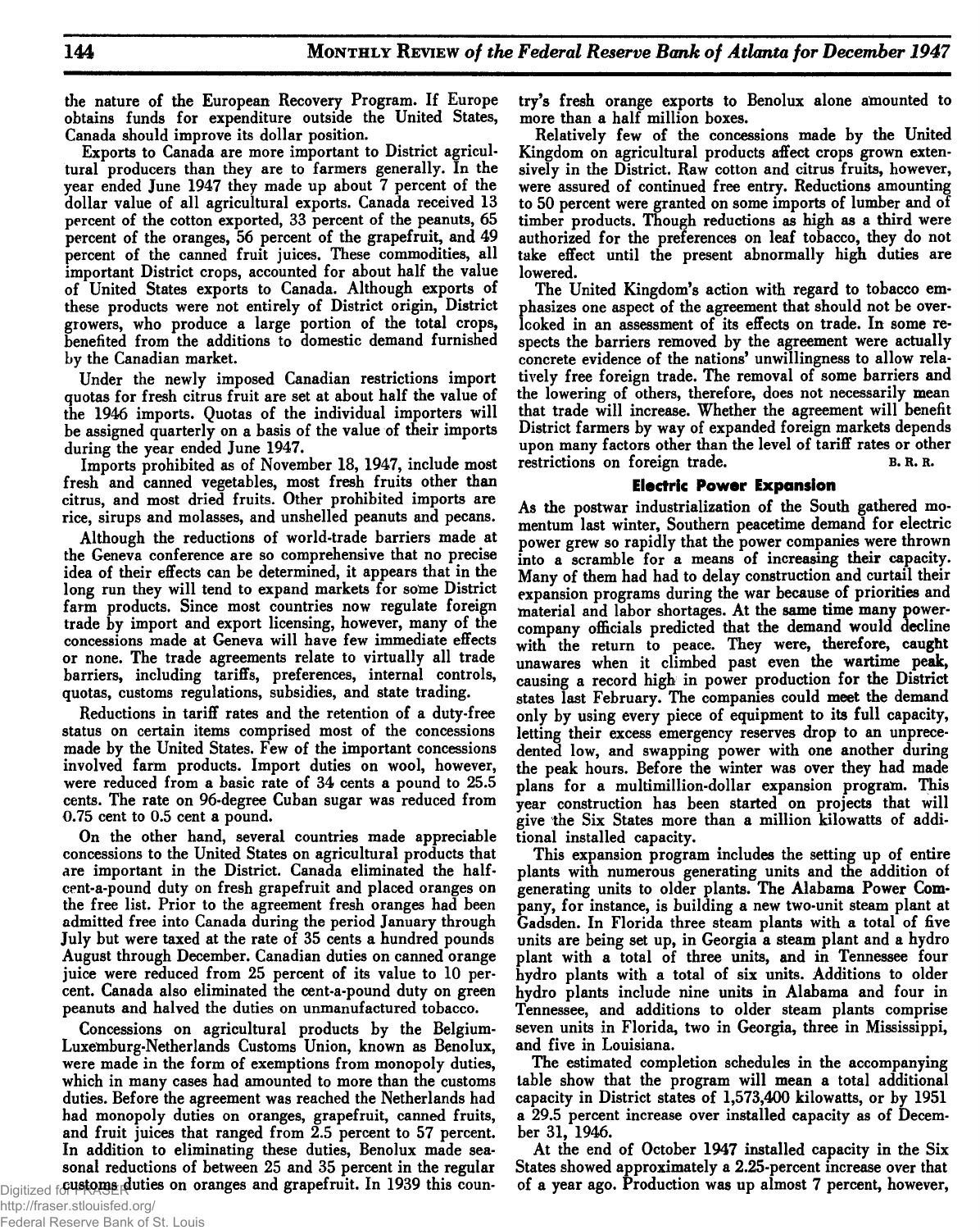the nature of the European Recovery Program. If Europe obtains funds for expenditure outside the United States, Canada should improve its dollar position.

Exports to Canada are more important to District agricultural producers than they are to farmers generally. In the year ended June 1947 they made up about 7 percent of the dollar value of all agricultural exports. Canada received 13 percent of the cotton exported, 33 percent of the peanuts, 65 percent of the oranges, 56 percent of the grapefruit, and 49 percent of the canned fruit juices. These commodities, all important District crops, accounted for about half the value of United States exports to Canada. Although exports of these products were not entirely of District origin, District growers, who produce a large portion of the total crops, benefited from the additions to domestic demand furnished by the Canadian market.

Under the newly imposed Canadian restrictions import quotas for fresh citrus fruit are set at about half the value of the 1946 imports. Quotas of the individual importers will be assigned quarterly on a basis of the value of their imports during the year ended June 1947.

Imports prohibited as of November 18, 1947, include most fresh and canned vegetables, most fresh fruits other than citrus, and most dried fruits. Other prohibited imports are rice, sirups and molasses, and unshelled peanuts and pecans.

Although the reductions of world-trade barriers made at the Geneva conference are so comprehensive that no precise idea of their effects can be determined, it appears that in the long run they will tend to expand markets for some District farm products. Since most countries now regulate foreign trade by import and export licensing, however, many of the concessions made at Geneva will have few immediate effects or none. The trade agreements relate to virtually all trade barriers, including tariffs, preferences, internal controls, quotas, customs regulations, subsidies, and state trading.

Reductions in tariff rates and the retention of a duty-free status on certain items comprised most of the concessions made by the United States. Few of the important concessions involved farm products. Import duties on wool, however, were reduced from a basic rate of 34 cents a pound to 25.5 cents. The rate on 96-degree Cuban sugar was reduced from 0.75 cent to 0.5 cent a pound.

On the other hand, several countries made appreciable concessions to the United States on agricultural products that are important in the District. Canada eliminated the half-cent-a-pound duty on fresh grapefruit and placed oranges on the free list. Prior to the agreement fresh oranges had been admitted free into Canada during the period January through July but were taxed at the rate of 35 cents a hundred pounds August through December. Canadian duties on canned orange juice were reduced from 25 percent of its value to 10 percent. Canada also eliminated the cent-a-pound duty on green peanuts and halved the duties on unmanufactured tobacco.

Concessions on agricultural products by the Belgium-Luxemburg-Netherlands Customs Union, known as Benolux, were made in the form of exemptions from monopoly duties, which in many cases had amounted to more than the customs duties. Before the agreement was reached the Netherlands had had monopoly duties on oranges, grapefruit, canned fruits, and fruit juices that ranged from 2.5 percent to 57 percent. In addition to eliminating these duties, Benolux made seasonal reductions of between 25 and 35 percent in the regular customs duties on oranges and grapefruit. In 1939 this country's fresh orange exports to Benolux alone amounted to more than a half million boxes.

Relatively few of the concessions made by the United Kingdom on agricultural products affect crops grown extensively in the District. Raw cotton and citrus fruits, however, were assured of continued free entry. Reductions amounting to 50 percent were granted on some imports of lumber and of timber products. Though reductions as high as a third were authorized for the preferences on leaf tobacco, they do not take effect until the present abnormally high duties are lowered.

The United Kingdom's action with regard to tobacco emphasizes one aspect of the agreement that should not be overlooked in an assessment of its effects on trade. In some respects the barriers removed by the agreement were actually concrete evidence of the nations' unwillingness to allow relatively free foreign trade. The removal of some barriers and the lowering of others, therefore, does not necessarily mean that trade will increase. Whether the agreement will benefit District farmers by way of expanded foreign markets depends upon many factors other than the level of tariff rates or other restrictions on foreign trade. B. R. R.

## Electric Power Expansion

As the postwar industrialization of the South gathered momentum last winter, Southern peacetime demand for electric power grew so rapidly that the power companies were thrown into a scramble for a means of increasing their capacity. Many of them had had to delay construction and curtail their expansion programs during the war because of priorities and material and labor shortages. At the same time many power-company officials predicted that the demand would decline with the return to peace. They were, therefore, caught unawares when it climbed past even the wartime peak, causing a record high in power production for the District states last February. The companies could meet the demand only by using every piece of equipment to its full capacity, letting their excess emergency reserves drop to an unprecedented low, and swapping power with one another during the peak hours. Before the winter was over they had made plans for a multimillion-dollar expansion program. This year construction has been started on projects that will give the Six States more than a million kilowatts of additional installed capacity.

This expansion program includes the setting up of entire plants with numerous generating units and the addition of generating units to older plants. The Alabama Power Company, for instance, is building a new two-unit steam plant at Gadsden. In Florida three steam plants with a total of five units are being set up, in Georgia a steam plant and a hydro plant with a total of three units, and in Tennessee four hydro plants with a total of six units. Additions to older hydro plants include nine units in Alabama and four in Tennessee, and additions to older steam plants comprise seven units in Florida, two in Georgia, three in Mississippi, and five in Louisiana.

The estimated completion schedules in the accompanying table show that the program will mean a total additional capacity in District states of 1,573,400 kilowatts, or by 1951 a 29.5 percent increase over installed capacity as of December 31, 1946.

At the end of October 1947 installed capacity in the Six States showed approximately a 2.25-percent increase over that of a year ago. Production was up almost 7 percent, however,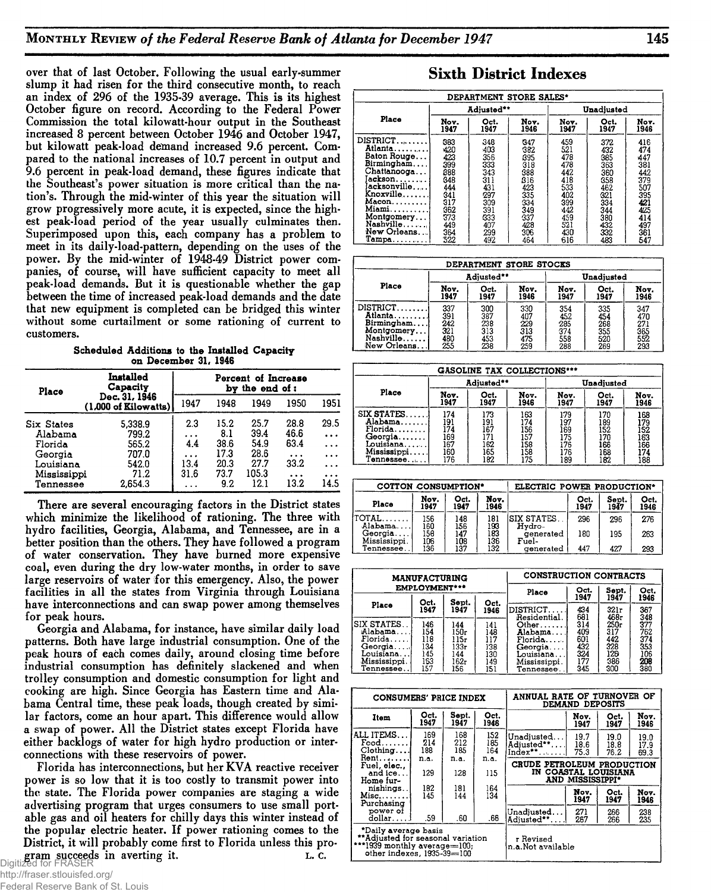over that of last October. Following the usual early-summer slump it had risen for the third consecutive month, to reach an index of 296 of the 1935-39 average. This is its highest October figure on record. According to the Federal Power Commission the total kilowatt-hour output in the Southeast increased 8 percent between October 1946 and October 1947, but kilowatt peak-load demand increased 9.6 percent. Compared to the national increases of 10.7 percent in output and 9.6 percent in peak-load demand, these figures indicate that the Southeast's power situation is more critical than the nation's. Through the mid-winter of this year the situation will grow progressively more acute, it is expected, since the highest peak-load period of the year usually culminates then. Superimposed upon this, each company has a problem to meet in its daily-load-pattern, depending on the uses of the power. By the mid-winter of 1948-49 District power companies, of course, will have sufficient capacity to meet all peak-load demands. But it is questionable whether the gap between the time of increased peak-load demands and the date that new equipment is completed can be bridged this winter without some curtailment or some rationing of current to customers.

**Scheduled Additions to the Installed Capacity on December 31, 1946**

| Place | Installed Capacity Dec. 31, 1946 (1,000 of Kilowatts) | Percent of Increase by the end of: | | | | |
|---|---|---|---|---|---|---|
| | | 1947 | 1948 | 1949 | 1950 | 1951 |
| Six States | 5,338.9 | 2.3 | 15.2 | 25.7 | 28.8 | 29.5 |
| Alabama | 799.2 | ... | 8.1 | 39.4 | 46.6 | ... |
| Florida | 565.2 | 4.4 | 38.6 | 54.9 | 63.4 | ... |
| Georgia | 707.0 | ... | 17.3 | 28.6 | ... | ... |
| Louisiana | 542.0 | 13.4 | 20.3 | 27.7 | 33.2 | ... |
| Mississippi | 71.2 | 31.6 | 73.7 | 105.3 | ... | ... |
| Tennessee | 2,654.3 | ... | 9.2 | 12.1 | 13.2 | 14.5 |

There are several encouraging factors in the District states which minimize the likelihood of rationing. The three with hydro facilities, Georgia, Alabama, and Tennessee, are in a better position than the others. They have followed a program of water conservation. They have burned more expensive coal, even during the dry low-water months, in order to save large reservoirs of water for this emergency. Also, the power facilities in all the states from Virginia through Louisiana have interconnections and can swap power among themselves for peak hours.

Georgia and Alabama, for instance, have similar daily load patterns. Both have large industrial consumption. One of the peak hours of each comes daily, around closing time before industrial consumption has definitely slackened and when trolley consumption and domestic consumption for light and cooking are high. Since Georgia has Eastern time and Alabama Central time, these peak loads, though created by similar factors, come an hour apart. This difference would allow a swap of power. All the District states except Florida have either backlogs of water for high hydro production or interconnections with these reservoirs of power.

Florida has interconnections, but her KVA reactive receiver power is so low that it is too costly to transmit power into the state. The Florida power companies are staging a wide advertising program that urges consumers to use small portable gas and oil heaters for chilly days this winter instead of the popular electric heater. If power rationing comes to the District, it will probably come first to Florida unless this program succeeds in averting it. L. C.

## Sixth District Indexes

**DEPARTMENT STORE SALES***

| Place | Adjusted** | | | Unadjusted | | |
|---|---|---|---|---|---|---|
| | Nov. 1947 | Oct. 1947 | Nov. 1946 | Nov. 1947 | Oct. 1947 | Nov. 1946 |
| DISTRICT | 383 | 348 | 347 | 459 | 372 | 416 |
| Atlanta | 420 | 403 | 382 | 521 | 432 | 474 |
| Baton Rouge | 423 | 356 | 395 | 478 | 385 | 447 |
| Birmingham | 399 | 333 | 318 | 478 | 363 | 381 |
| Chattanooga | 388 | 343 | 388 | 442 | 360 | 442 |
| Jackson | 348 | 311 | 316 | 418 | 358 | 379 |
| Jacksonville | 444 | 431 | 423 | 533 | 462 | 507 |
| Knoxville | 341 | 297 | 335 | 402 | 321 | 395 |
| Macon | 317 | 309 | 334 | 399 | 334 | 421 |
| Miami | 362 | 391 | 349 | 442 | 344 | 425 |
| Montgomery | 373 | 333 | 337 | 459 | 380 | 414 |
| Nashville | 449 | 407 | 428 | 521 | 432 | 497 |
| New Orleans | 364 | 299 | 306 | 430 | 332 | 361 |
| Tampa | 522 | 492 | 464 | 616 | 483 | 547 |

**DEPARTMENT STORE STOCKS**

| Place | Adjusted** | | | Unadjusted | | |
|---|---|---|---|---|---|---|
| | Nov. 1947 | Oct. 1947 | Nov. 1946 | Nov. 1947 | Oct. 1947 | Nov. 1946 |
| DISTRICT | 337 | 300 | 330 | 354 | 335 | 347 |
| Atlanta | 391 | 387 | 407 | 452 | 454 | 470 |
| Birmingham | 242 | 238 | 229 | 285 | 268 | 271 |
| Montgomery | 321 | 313 | 313 | 374 | 355 | 365 |
| Nashville | 480 | 453 | 475 | 558 | 520 | 552 |
| New Orleans | 255 | 238 | 259 | 288 | 269 | 293 |

**GASOLINE TAX COLLECTIONS*****

| Place | Adjusted** | | | Unadjusted | | |
|---|---|---|---|---|---|---|
| | Nov. 1947 | Oct. 1947 | Nov. 1946 | Nov. 1947 | Oct. 1947 | Nov. 1946 |
| SIX STATES | 174 | 173 | 163 | 179 | 170 | 168 |
| Alabama | 191 | 191 | 174 | 197 | 189 | 179 |
| Florida | 174 | 167 | 156 | 169 | 152 | 152 |
| Georgia | 169 | 171 | 157 | 175 | 170 | 163 |
| Louisiana | 167 | 162 | 158 | 176 | 166 | 166 |
| Mississippi | 160 | 165 | 158 | 176 | 168 | 174 |
| Tennessee | 176 | 182 | 175 | 189 | 182 | 188 |

**COTTON CONSUMPTION***

| Place | Nov. 1947 | Oct. 1947 | Nov. 1946 |
|---|---|---|---|
| TOTAL | 156 | 148 | 181 |
| Alabama | 160 | 156 | 193 |
| Georgia | 158 | 147 | 183 |
| Mississippi | 106 | 108 | 136 |
| Tennessee | 136 | 137 | 132 |

**ELECTRIC POWER PRODUCTION***

| | Oct. 1947 | Sept. 1947 | Oct. 1946 |
|---|---|---|---|
| SIX STATES | 296 | 296 | 276 |
| Hydro-generated | 180 | 195 | 263 |
| Fuel-generated | 447 | 427 | 293 |

**MANUFACTURING EMPLOYMENT*****

| Place | Oct. 1947 | Sept. 1947 | Oct. 1946 |
|---|---|---|---|
| SIX STATES | 146 | 144 | 141 |
| Alabama | 154 | 150r | 148 |
| Florida | 118 | 115r | 117 |
| Georgia | 134 | 133r | 138 |
| Louisiana | 145 | 144 | 130 |
| Mississippi | 163 | 162r | 149 |
| Tennessee | 157 | 156 | 151 |

**CONSTRUCTION CONTRACTS**

| Place | Oct. 1947 | Sept. 1947 | Oct. 1946 |
|---|---|---|---|
| DISTRICT | 434 | 321r | 367 |
| Residential | 681 | 468r | 348 |
| Other | 314 | 250r | 377 |
| Alabama | 409 | 317 | 762 |
| Florida | 601 | 442 | 374 |
| Georgia | 432 | 328 | 353 |
| Louisiana | 324 | 126 | 106 |
| Mississippi | 177 | 386 | 208 |
| Tennessee | 345 | 300 | 380 |

**CONSUMERS' PRICE INDEX**

| Item | Oct. 1947 | Sept. 1947 | Oct. 1946 |
|---|---|---|---|
| ALL ITEMS | 169 | 168 | 152 |
| Food | 214 | 212 | 185 |
| Clothing | 188 | 185 | 164 |
| Rent | n.a. | n.a. | n.a. |
| Fuel, elec., and ice | 129 | 128 | 115 |
| Home furnishings | 182 | 181 | 164 |
| Misc. | 145 | 144 | 134 |
| Purchasing power of dollar | .59 | .60 | .66 |

**ANNUAL RATE OF TURNOVER OF DEMAND DEPOSITS**

| | Nov. 1947 | Oct. 1947 | Nov. 1946 |
|---|---|---|---|
| Unadjusted | 19.7 | 19.0 | 19.0 |
| Adjusted** | 18.6 | 18.8 | 17.9 |
| Index** | 75.3 | 76.2 | 69.3 |

**CRUDE PETROLEUM PRODUCTION IN COASTAL LOUISIANA AND MISSISSIPPI***

| | Nov. 1947 | Oct. 1947 | Nov. 1946 |
|---|---|---|---|
| Unadjusted | 271 | 266 | 238 |
| Adjusted** | 267 | 266 | 235 |

*Daily average basis
**Adjusted for seasonal variation
***1939 monthly average=100; other indexes, 1935-39=100

r Revised
n.a. Not available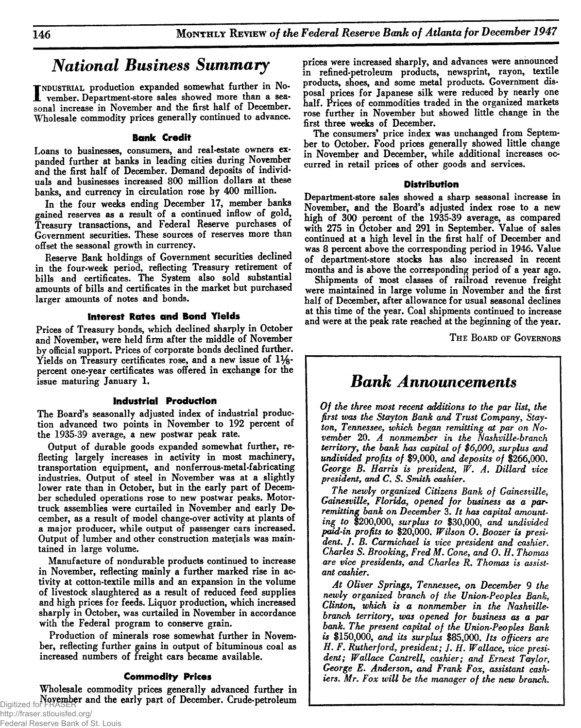# National Business Summary

Industrial production expanded somewhat further in November. Department-store sales showed more than a seasonal increase in November and the first half of December. Wholesale commodity prices generally continued to advance.

### Bank Credit

Loans to businesses, consumers, and real-estate owners expanded further at banks in leading cities during November and the first half of December. Demand deposits of individuals and businesses increased 800 million dollars at these banks, and currency in circulation rose by 400 million.

In the four weeks ending December 17, member banks gained reserves as a result of a continued inflow of gold, Treasury transactions, and Federal Reserve purchases of Government securities. These sources of reserves more than offset the seasonal growth in currency.

Reserve Bank holdings of Government securities declined in the four-week period, reflecting Treasury retirement of bills and certificates. The System also sold substantial amounts of bills and certificates in the market but purchased larger amounts of notes and bonds.

### Interest Rates and Bond Yields

Prices of Treasury bonds, which declined sharply in October and November, were held firm after the middle of November by official support. Prices of corporate bonds declined further. Yields on Treasury certificates rose, and a new issue of 1⅛-percent one-year certificates was offered in exchange for the issue maturing January 1.

### Industrial Production

The Board's seasonally adjusted index of industrial production advanced two points in November to 192 percent of the 1935-39 average, a new postwar peak rate.

Output of durable goods expanded somewhat further, reflecting largely increases in activity in most machinery, transportation equipment, and nonferrous-metal-fabricating industries. Output of steel in November was at a slightly lower rate than in October, but in the early part of December scheduled operations rose to new postwar peaks. Motor-truck assemblies were curtailed in November and early December, as a result of model change-over activity at plants of a major producer, while output of passenger cars increased. Output of lumber and other construction materials was maintained in large volume.

Manufacture of nondurable products continued to increase in November, reflecting mainly a further marked rise in activity at cotton-textile mills and an expansion in the volume of livestock slaughtered as a result of reduced feed supplies and high prices for feeds. Liquor production, which increased sharply in October, was curtailed in November in accordance with the Federal program to conserve grain.

Production of minerals rose somewhat further in November, reflecting further gains in output of bituminous coal as increased numbers of freight cars became available.

### Commodity Prices

Wholesale commodity prices generally advanced further in November and the early part of December. Crude-petroleum prices were increased sharply, and advances were announced in refined-petroleum products, newsprint, rayon, textile products, shoes, and some metal products. Government disposal prices for Japanese silk were reduced by nearly one half. Prices of commodities traded in the organized markets rose further in November but showed little change in the first three weeks of December.

The consumers' price index was unchanged from September to October. Food prices generally showed little change in November and December, while additional increases occurred in retail prices of other goods and services.

### Distribution

Department-store sales showed a sharp seasonal increase in November, and the Board's adjusted index rose to a new high of 300 percent of the 1935-39 average, as compared with 275 in October and 291 in September. Value of sales continued at a high level in the first half of December and was 8 percent above the corresponding period in 1946. Value of department-store stocks has also increased in recent months and is above the corresponding period of a year ago.

Shipments of most classes of railroad revenue freight were maintained in large volume in November and the first half of December, after allowance for usual seasonal declines at this time of the year. Coal shipments continued to increase and were at the peak rate reached at the beginning of the year.

The Board of Governors

# Bank Announcements

*Of the three most recent additions to the par list, the first was the Stayton Bank and Trust Company, Stayton, Tennessee, which began remitting at par on November 20. A nonmember in the Nashville-branch territory, the bank has capital of $6,000, surplus and undivided profits of $9,000, and deposits of $266,000. George B. Harris is president, W. A. Dillard vice president, and C. S. Smith cashier.*

*The newly organized Citizens Bank of Gainesville, Gainesville, Florida, opened for business as a par-remitting bank on December 3. It has capital amounting to $200,000, surplus to $30,000, and undivided paid-in profits to $20,000. Wilson O. Boozer is president. J. B. Carmichael is vice president and cashier. Charles S. Brooking, Fred M. Cone, and O. H. Thomas are vice presidents, and Charles R. Thomas is assistant cashier.*

*At Oliver Springs, Tennessee, on December 9 the newly organized branch of the Union-Peoples Bank, Clinton, which is a nonmember in the Nashville-branch territory, was opened for business as a par bank. The present capital of the Union-Peoples Bank is $150,000, and its surplus $85,000. Its officers are H. F. Rutherford, president; J. H. Wallace, vice president; Wallace Cantrell, cashier; and Ernest Taylor, George E. Anderson, and Frank Fox, assistant cashiers. Mr. Fox will be the manager of the new branch.*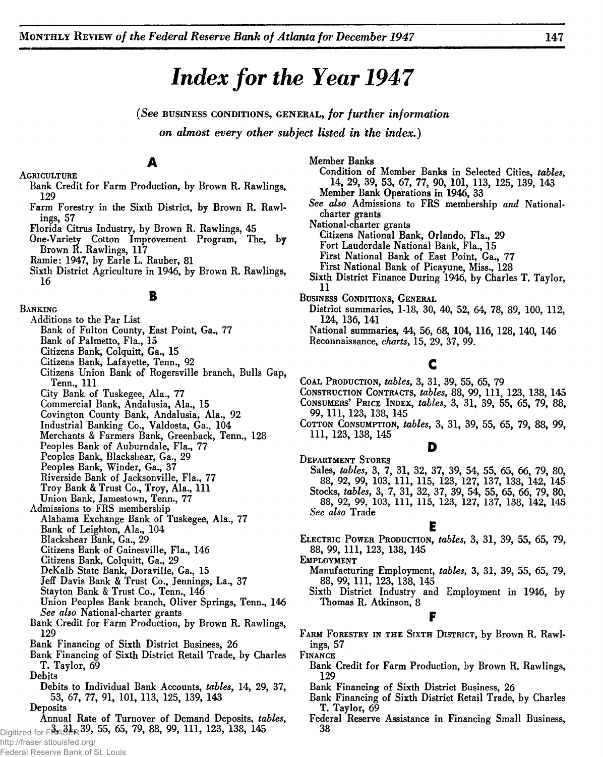# Index for the Year 1947

*(See* BUSINESS CONDITIONS, GENERAL, *for further information on almost every other subject listed in the index.)*

## A

AGRICULTURE
- Bank Credit for Farm Production, by Brown R. Rawlings, 129
- Farm Forestry in the Sixth District, by Brown R. Rawlings, 57
- Florida Citrus Industry, by Brown R. Rawlings, 45
- One-Variety Cotton Improvement Program, The, by Brown R. Rawlings, 117
- Ramie: 1947, by Earle L. Rauber, 81
- Sixth District Agriculture in 1946, by Brown R. Rawlings, 16

## B

BANKING
- Additions to the Par List
  - Bank of Fulton County, East Point, Ga., 77
  - Bank of Palmetto, Fla., 15
  - Citizens Bank, Colquitt, Ga., 15
  - Citizens Bank, Lafayette, Tenn., 92
  - Citizens Union Bank of Rogersville branch, Bulls Gap, Tenn., 111
  - City Bank of Tuskegee, Ala., 77
  - Commercial Bank, Andalusia, Ala., 15
  - Covington County Bank, Andalusia, Ala., 92
  - Industrial Banking Co., Valdosta, Ga., 104
  - Merchants & Farmers Bank, Greenback, Tenn., 128
  - Peoples Bank of Auburndale, Fla., 77
  - Peoples Bank, Blackshear, Ga., 29
  - Peoples Bank, Winder, Ga., 37
  - Riverside Bank of Jacksonville, Fla., 77
  - Troy Bank & Trust Co., Troy, Ala., 111
  - Union Bank, Jamestown, Tenn., 77
- Admissions to FRS membership
  - Alabama Exchange Bank of Tuskegee, Ala., 77
  - Bank of Leighton, Ala., 104
  - Blackshear Bank, Ga., 29
  - Citizens Bank of Gainesville, Fla., 146
  - Citizens Bank, Colquitt, Ga., 29
  - DeKalb State Bank, Doraville, Ga., 15
  - Jeff Davis Bank & Trust Co., Jennings, La., 37
  - Stayton Bank & Trust Co., Tenn., 146
  - Union Peoples Bank branch, Oliver Springs, Tenn., 146
  - *See also* National-charter grants
- Bank Credit for Farm Production, by Brown R. Rawlings, 129
- Bank Financing of Sixth District Business, 26
- Bank Financing of Sixth District Retail Trade, by Charles T. Taylor, 69
- Debits
  - Debits to Individual Bank Accounts, *tables,* 14, 29, 37, 53, 67, 77, 91, 101, 113, 125, 139, 143
- Deposits
  - Annual Rate of Turnover of Demand Deposits, *tables,* 3, 31, 39, 55, 65, 79, 88, 99, 111, 123, 138, 145
- Member Banks
  - Condition of Member Banks in Selected Cities, *tables,* 14, 29, 39, 53, 67, 77, 90, 101, 113, 125, 139, 143
  - Member Bank Operations in 1946, 33
- *See also* Admissions to FRS membership *and* National-charter grants
- National-charter grants
  - Citizens National Bank, Orlando, Fla., 29
  - Fort Lauderdale National Bank, Fla., 15
  - First National Bank of East Point, Ga., 77
  - First National Bank of Picayune, Miss., 128
- Sixth District Finance During 1946, by Charles T. Taylor, 11

BUSINESS CONDITIONS, GENERAL
- District summaries, 1-18, 30, 40, 52, 64, 78, 89, 100, 112, 124, 136, 141
- National summaries, 44, 56, 68, 104, 116, 128, 140, 146
- Reconnaissance, *charts,* 15, 29, 37, 99.

## C

COAL PRODUCTION, *tables,* 3, 31, 39, 55, 65, 79

CONSTRUCTION CONTRACTS, *tables,* 88, 99, 111, 123, 138, 145

CONSUMERS' PRICE INDEX, *tables,* 3, 31, 39, 55, 65, 79, 88, 99, 111, 123, 138, 145

COTTON CONSUMPTION, *tables,* 3, 31, 39, 55, 65, 79, 88, 99, 111, 123, 138, 145

## D

DEPARTMENT STORES
- Sales, *tables,* 3, 7, 31, 32, 37, 39, 54, 55, 65, 66, 79, 80, 88, 92, 99, 103, 111, 115, 123, 127, 137, 138, 142, 145
- Stocks, *tables,* 3, 7, 31, 32, 37, 39, 54, 55, 65, 66, 79, 80, 88, 92, 99, 103, 111, 115, 123, 127, 137, 138, 142, 145
- *See also* Trade

## E

ELECTRIC POWER PRODUCTION, *tables,* 3, 31, 39, 55, 65, 79, 88, 99, 111, 123, 138, 145

EMPLOYMENT
- Manufacturing Employment, *tables,* 3, 31, 39, 55, 65, 79, 88, 99, 111, 123, 138, 145
- Sixth District Industry and Employment in 1946, by Thomas R. Atkinson, 8

## F

FARM FORESTRY IN THE SIXTH DISTRICT, by Brown R. Rawlings, 57

FINANCE
- Bank Credit for Farm Production, by Brown R. Rawlings, 129
- Bank Financing of Sixth District Business, 26
- Bank Financing of Sixth District Retail Trade, by Charles T. Taylor, 69
- Federal Reserve Assistance in Financing Small Business, 38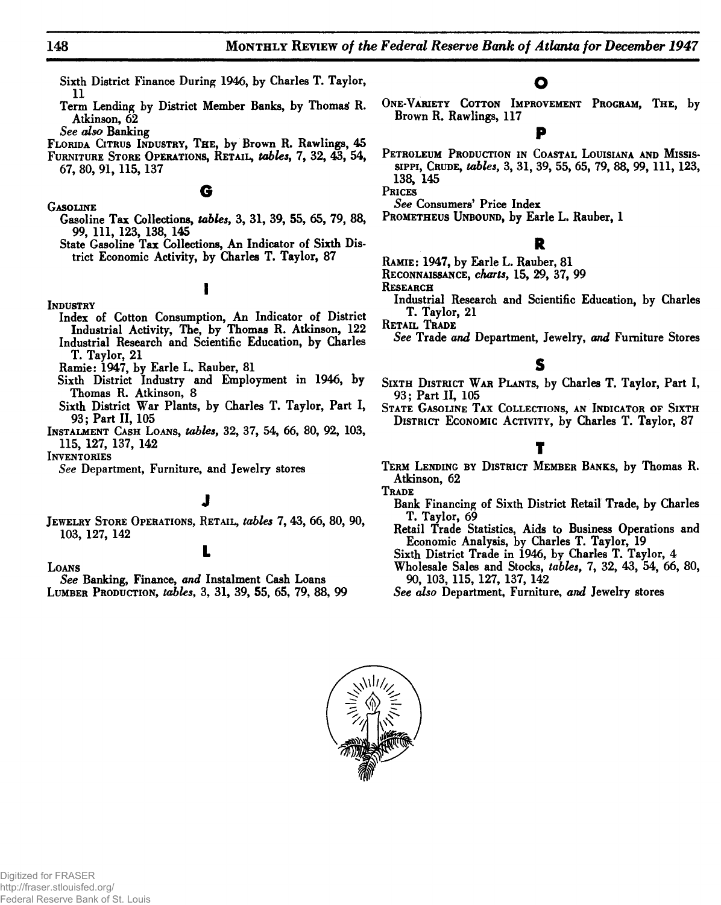Sixth District Finance During 1946, by Charles T. Taylor, 11

Term Lending by District Member Banks, by Thomas R. Atkinson, 62

*See also* Banking

FLORIDA CITRUS INDUSTRY, THE, by Brown R. Rawlings, 45

FURNITURE STORE OPERATIONS, RETAIL, *tables*, 7, 32, 43, 54, 67, 80, 91, 115, 137

## G

GASOLINE

Gasoline Tax Collections, *tables*, 3, 31, 39, 55, 65, 79, 88, 99, 111, 123, 138, 145

State Gasoline Tax Collections, An Indicator of Sixth District Economic Activity, by Charles T. Taylor, 87

## I

INDUSTRY

Index of Cotton Consumption, An Indicator of District Industrial Activity, The, by Thomas R. Atkinson, 122

Industrial Research and Scientific Education, by Charles T. Taylor, 21

Ramie: 1947, by Earle L. Rauber, 81

Sixth District Industry and Employment in 1946, by Thomas R. Atkinson, 8

Sixth District War Plants, by Charles T. Taylor, Part I, 93; Part II, 105

INSTALMENT CASH LOANS, *tables*, 32, 37, 54, 66, 80, 92, 103, 115, 127, 137, 142

INVENTORIES

*See* Department, Furniture, and Jewelry stores

## J

JEWELRY STORE OPERATIONS, RETAIL, *tables* 7, 43, 66, 80, 90, 103, 127, 142

## L

LOANS

*See* Banking, Finance, *and* Instalment Cash Loans

LUMBER PRODUCTION, *tables*, 3, 31, 39, 55, 65, 79, 88, 99

## O

ONE-VARIETY COTTON IMPROVEMENT PROGRAM, THE, by Brown R. Rawlings, 117

## P

PETROLEUM PRODUCTION IN COASTAL LOUISIANA AND MISSISSIPPI, CRUDE, *tables*, 3, 31, 39, 55, 65, 79, 88, 99, 111, 123, 138, 145

PRICES

*See* Consumers' Price Index

PROMETHEUS UNBOUND, by Earle L. Rauber, 1

## R

RAMIE: 1947, by Earle L. Rauber, 81

RECONNAISSANCE, *charts*, 15, 29, 37, 99

RESEARCH

Industrial Research and Scientific Education, by Charles T. Taylor, 21

RETAIL TRADE

*See* Trade *and* Department, Jewelry, *and* Furniture Stores

## S

SIXTH DISTRICT WAR PLANTS, by Charles T. Taylor, Part I, 93; Part II, 105

STATE GASOLINE TAX COLLECTIONS, AN INDICATOR OF SIXTH DISTRICT ECONOMIC ACTIVITY, by Charles T. Taylor, 87

## T

TERM LENDING BY DISTRICT MEMBER BANKS, by Thomas R. Atkinson, 62

TRADE

Bank Financing of Sixth District Retail Trade, by Charles T. Taylor, 69

Retail Trade Statistics, Aids to Business Operations and Economic Analysis, by Charles T. Taylor, 19

Sixth District Trade in 1946, by Charles T. Taylor, 4

Wholesale Sales and Stocks, *tables*, 7, 32, 43, 54, 66, 80, 90, 103, 115, 127, 137, 142

*See also* Department, Furniture, *and* Jewelry stores